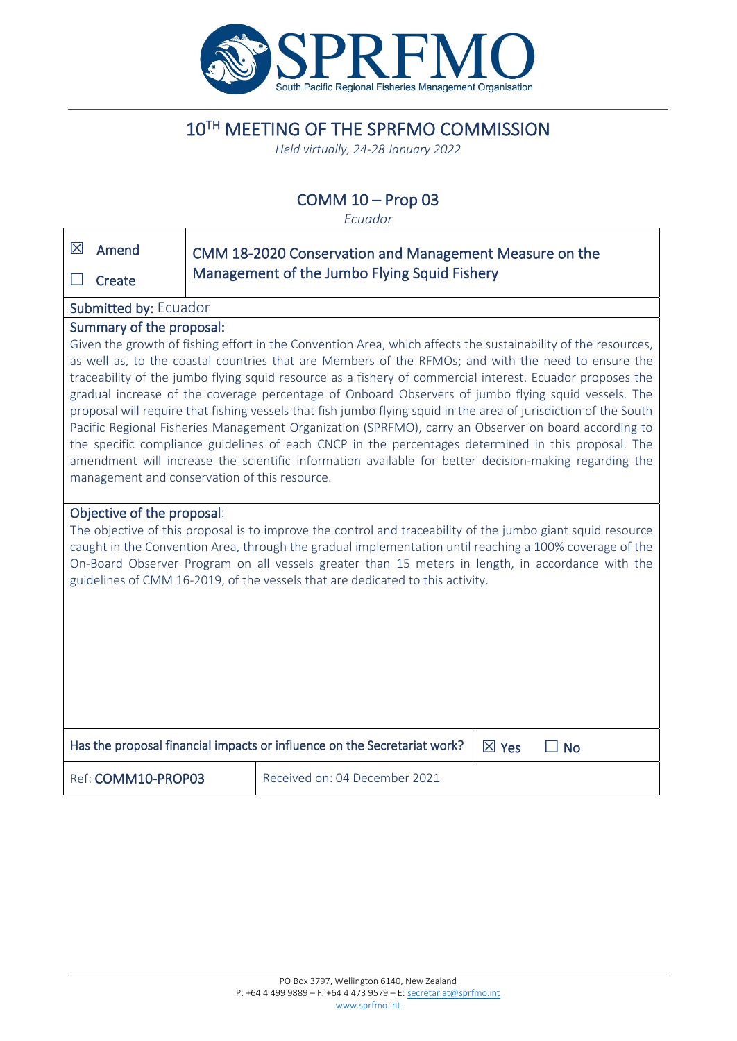# 10TH MEETING OF THE SPRFMO COMMISSION

*Held virtually, 24-28 January 2022*

## COMM 10 – Prop 03

*Ecuador*

| ☒ Amend<br>☐ Create | CMM 18-2020 Conservation and Management Measure on the Management of the Jumbo Flying Squid Fishery |
|---|---|

**Submitted by:** Ecuador

**Summary of the proposal:**

Given the growth of fishing effort in the Convention Area, which affects the sustainability of the resources, as well as, to the coastal countries that are Members of the RFMOs; and with the need to ensure the traceability of the jumbo flying squid resource as a fishery of commercial interest. Ecuador proposes the gradual increase of the coverage percentage of Onboard Observers of jumbo flying squid vessels. The proposal will require that fishing vessels that fish jumbo flying squid in the area of jurisdiction of the South Pacific Regional Fisheries Management Organization (SPRFMO), carry an Observer on board according to the specific compliance guidelines of each CNCP in the percentages determined in this proposal. The amendment will increase the scientific information available for better decision-making regarding the management and conservation of this resource.

**Objective of the proposal:**

The objective of this proposal is to improve the control and traceability of the jumbo giant squid resource caught in the Convention Area, through the gradual implementation until reaching a 100% coverage of the On-Board Observer Program on all vessels greater than 15 meters in length, in accordance with the guidelines of CMM 16-2019, of the vessels that are dedicated to this activity.

| Has the proposal financial impacts or influence on the Secretariat work? | ☒ Yes ☐ No |
|---|---|
| Ref: **COMM10-PROP03** | Received on: 04 December 2021 |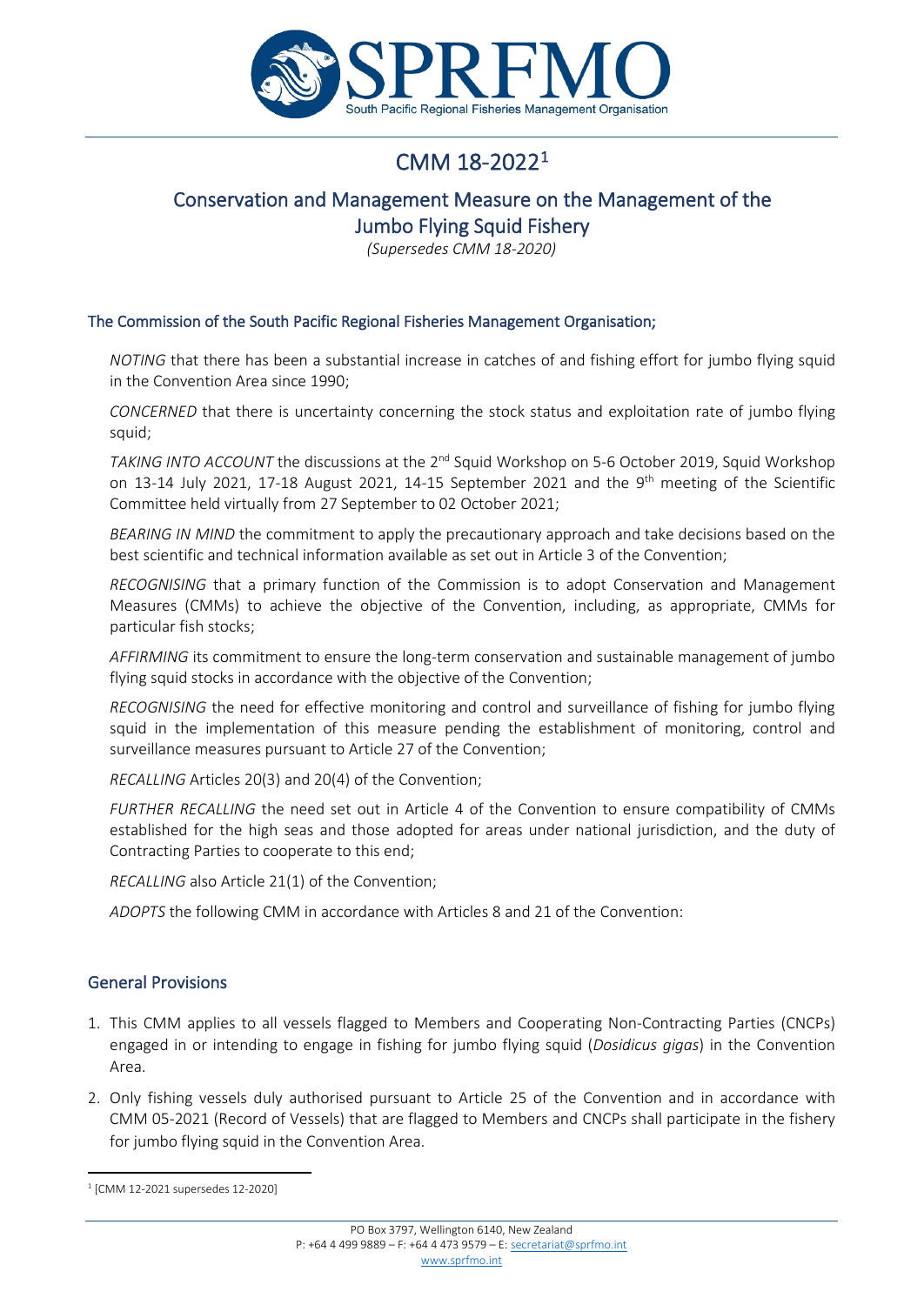# CMM 18-2022[1]

## Conservation and Management Measure on the Management of the Jumbo Flying Squid Fishery

*(Supersedes CMM 18-2020)*

### The Commission of the South Pacific Regional Fisheries Management Organisation;

*NOTING* that there has been a substantial increase in catches of and fishing effort for jumbo flying squid in the Convention Area since 1990;

*CONCERNED* that there is uncertainty concerning the stock status and exploitation rate of jumbo flying squid;

*TAKING INTO ACCOUNT* the discussions at the 2nd Squid Workshop on 5-6 October 2019, Squid Workshop on 13-14 July 2021, 17-18 August 2021, 14-15 September 2021 and the 9th meeting of the Scientific Committee held virtually from 27 September to 02 October 2021;

*BEARING IN MIND* the commitment to apply the precautionary approach and take decisions based on the best scientific and technical information available as set out in Article 3 of the Convention;

*RECOGNISING* that a primary function of the Commission is to adopt Conservation and Management Measures (CMMs) to achieve the objective of the Convention, including, as appropriate, CMMs for particular fish stocks;

*AFFIRMING* its commitment to ensure the long-term conservation and sustainable management of jumbo flying squid stocks in accordance with the objective of the Convention;

*RECOGNISING* the need for effective monitoring and control and surveillance of fishing for jumbo flying squid in the implementation of this measure pending the establishment of monitoring, control and surveillance measures pursuant to Article 27 of the Convention;

*RECALLING* Articles 20(3) and 20(4) of the Convention;

*FURTHER RECALLING* the need set out in Article 4 of the Convention to ensure compatibility of CMMs established for the high seas and those adopted for areas under national jurisdiction, and the duty of Contracting Parties to cooperate to this end;

*RECALLING* also Article 21(1) of the Convention;

*ADOPTS* the following CMM in accordance with Articles 8 and 21 of the Convention:

### General Provisions

1. This CMM applies to all vessels flagged to Members and Cooperating Non-Contracting Parties (CNCPs) engaged in or intending to engage in fishing for jumbo flying squid (*Dosidicus gigas*) in the Convention Area.
2. Only fishing vessels duly authorised pursuant to Article 25 of the Convention and in accordance with CMM 05-2021 (Record of Vessels) that are flagged to Members and CNCPs shall participate in the fishery for jumbo flying squid in the Convention Area.

[1] [CMM 12-2021 supersedes 12-2020]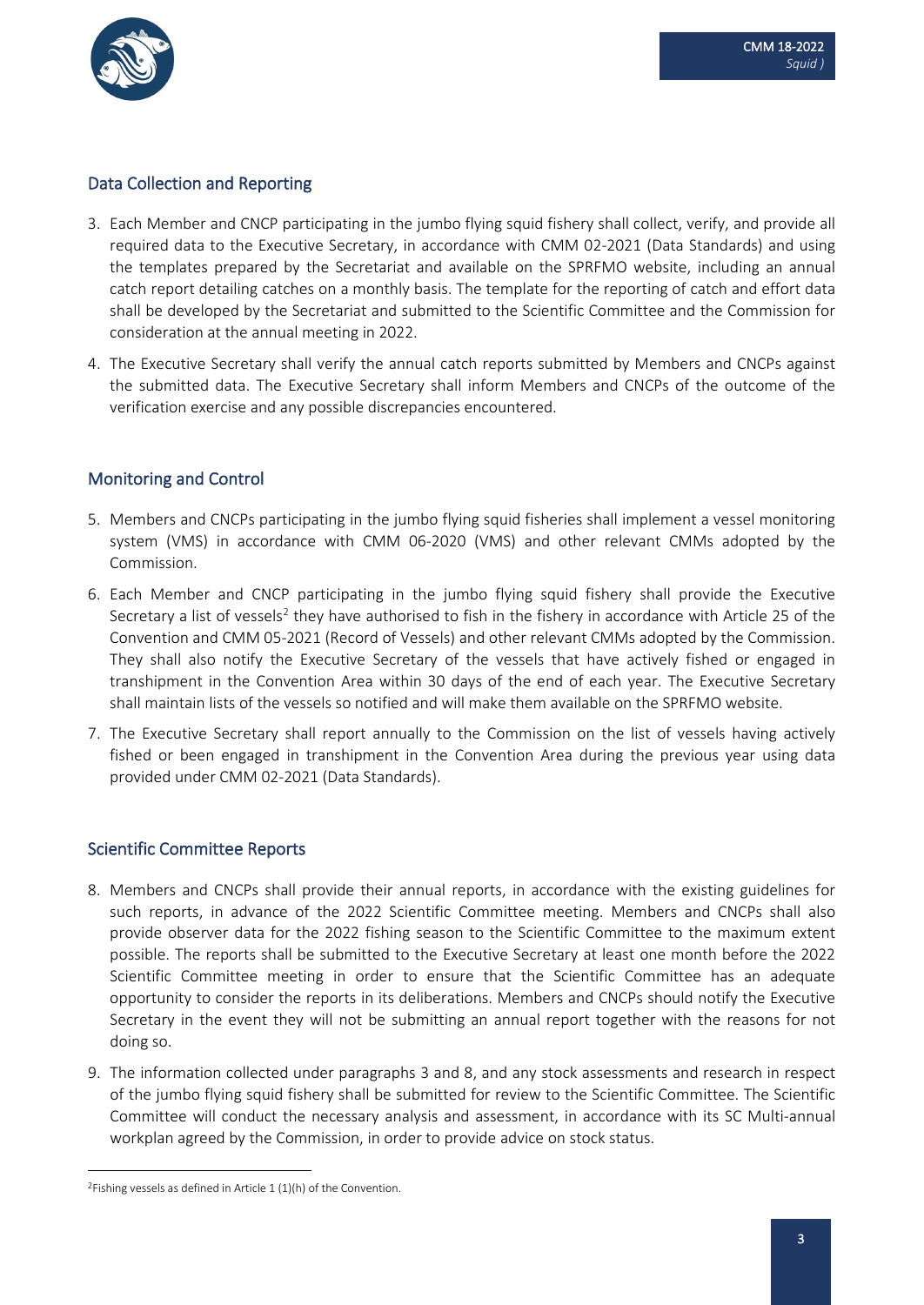## Data Collection and Reporting

3. Each Member and CNCP participating in the jumbo flying squid fishery shall collect, verify, and provide all required data to the Executive Secretary, in accordance with CMM 02-2021 (Data Standards) and using the templates prepared by the Secretariat and available on the SPRFMO website, including an annual catch report detailing catches on a monthly basis. The template for the reporting of catch and effort data shall be developed by the Secretariat and submitted to the Scientific Committee and the Commission for consideration at the annual meeting in 2022.

4. The Executive Secretary shall verify the annual catch reports submitted by Members and CNCPs against the submitted data. The Executive Secretary shall inform Members and CNCPs of the outcome of the verification exercise and any possible discrepancies encountered.

## Monitoring and Control

5. Members and CNCPs participating in the jumbo flying squid fisheries shall implement a vessel monitoring system (VMS) in accordance with CMM 06-2020 (VMS) and other relevant CMMs adopted by the Commission.

6. Each Member and CNCP participating in the jumbo flying squid fishery shall provide the Executive Secretary a list of vessels[2] they have authorised to fish in the fishery in accordance with Article 25 of the Convention and CMM 05-2021 (Record of Vessels) and other relevant CMMs adopted by the Commission. They shall also notify the Executive Secretary of the vessels that have actively fished or engaged in transhipment in the Convention Area within 30 days of the end of each year. The Executive Secretary shall maintain lists of the vessels so notified and will make them available on the SPRFMO website.

7. The Executive Secretary shall report annually to the Commission on the list of vessels having actively fished or been engaged in transhipment in the Convention Area during the previous year using data provided under CMM 02-2021 (Data Standards).

## Scientific Committee Reports

8. Members and CNCPs shall provide their annual reports, in accordance with the existing guidelines for such reports, in advance of the 2022 Scientific Committee meeting. Members and CNCPs shall also provide observer data for the 2022 fishing season to the Scientific Committee to the maximum extent possible. The reports shall be submitted to the Executive Secretary at least one month before the 2022 Scientific Committee meeting in order to ensure that the Scientific Committee has an adequate opportunity to consider the reports in its deliberations. Members and CNCPs should notify the Executive Secretary in the event they will not be submitting an annual report together with the reasons for not doing so.

9. The information collected under paragraphs 3 and 8, and any stock assessments and research in respect of the jumbo flying squid fishery shall be submitted for review to the Scientific Committee. The Scientific Committee will conduct the necessary analysis and assessment, in accordance with its SC Multi-annual workplan agreed by the Commission, in order to provide advice on stock status.

---

[2] Fishing vessels as defined in Article 1 (1)(h) of the Convention.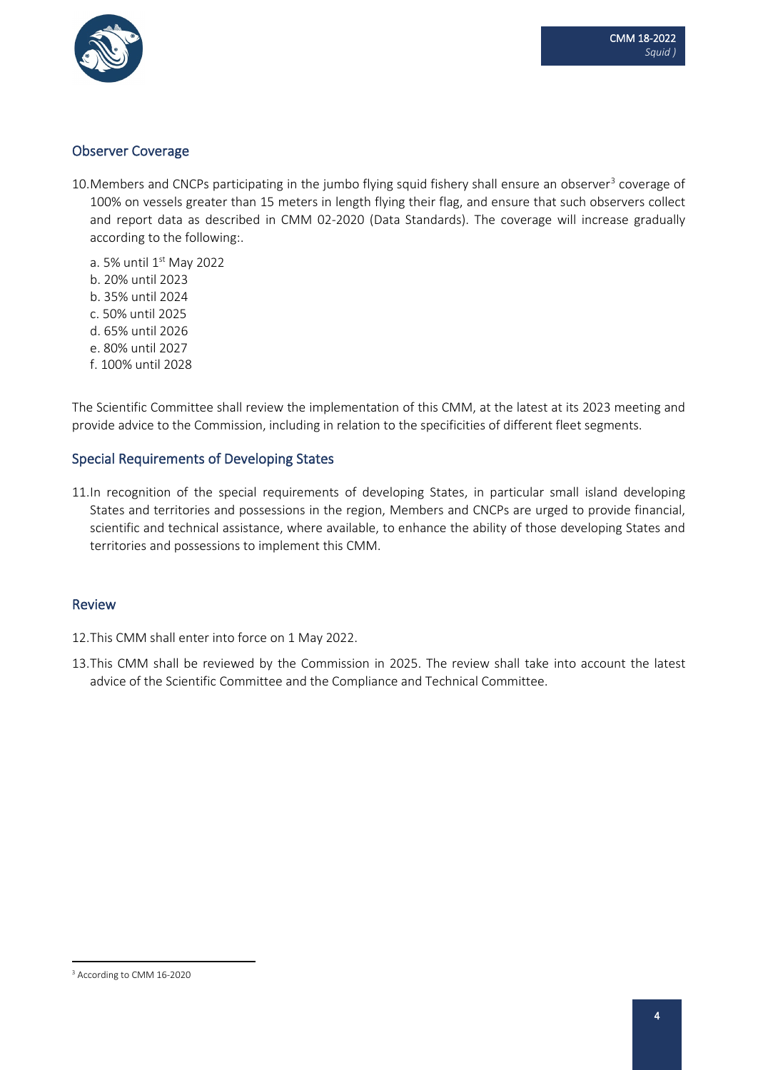## Observer Coverage

10. Members and CNCPs participating in the jumbo flying squid fishery shall ensure an observer[3] coverage of 100% on vessels greater than 15 meters in length flying their flag, and ensure that such observers collect and report data as described in CMM 02-2020 (Data Standards). The coverage will increase gradually according to the following:.

    a. 5% until 1st May 2022
    b. 20% until 2023
    b. 35% until 2024
    c. 50% until 2025
    d. 65% until 2026
    e. 80% until 2027
    f. 100% until 2028

The Scientific Committee shall review the implementation of this CMM, at the latest at its 2023 meeting and provide advice to the Commission, including in relation to the specificities of different fleet segments.

## Special Requirements of Developing States

11. In recognition of the special requirements of developing States, in particular small island developing States and territories and possessions in the region, Members and CNCPs are urged to provide financial, scientific and technical assistance, where available, to enhance the ability of those developing States and territories and possessions to implement this CMM.

## Review

12. This CMM shall enter into force on 1 May 2022.

13. This CMM shall be reviewed by the Commission in 2025. The review shall take into account the latest advice of the Scientific Committee and the Compliance and Technical Committee.

---

[3] According to CMM 16-2020